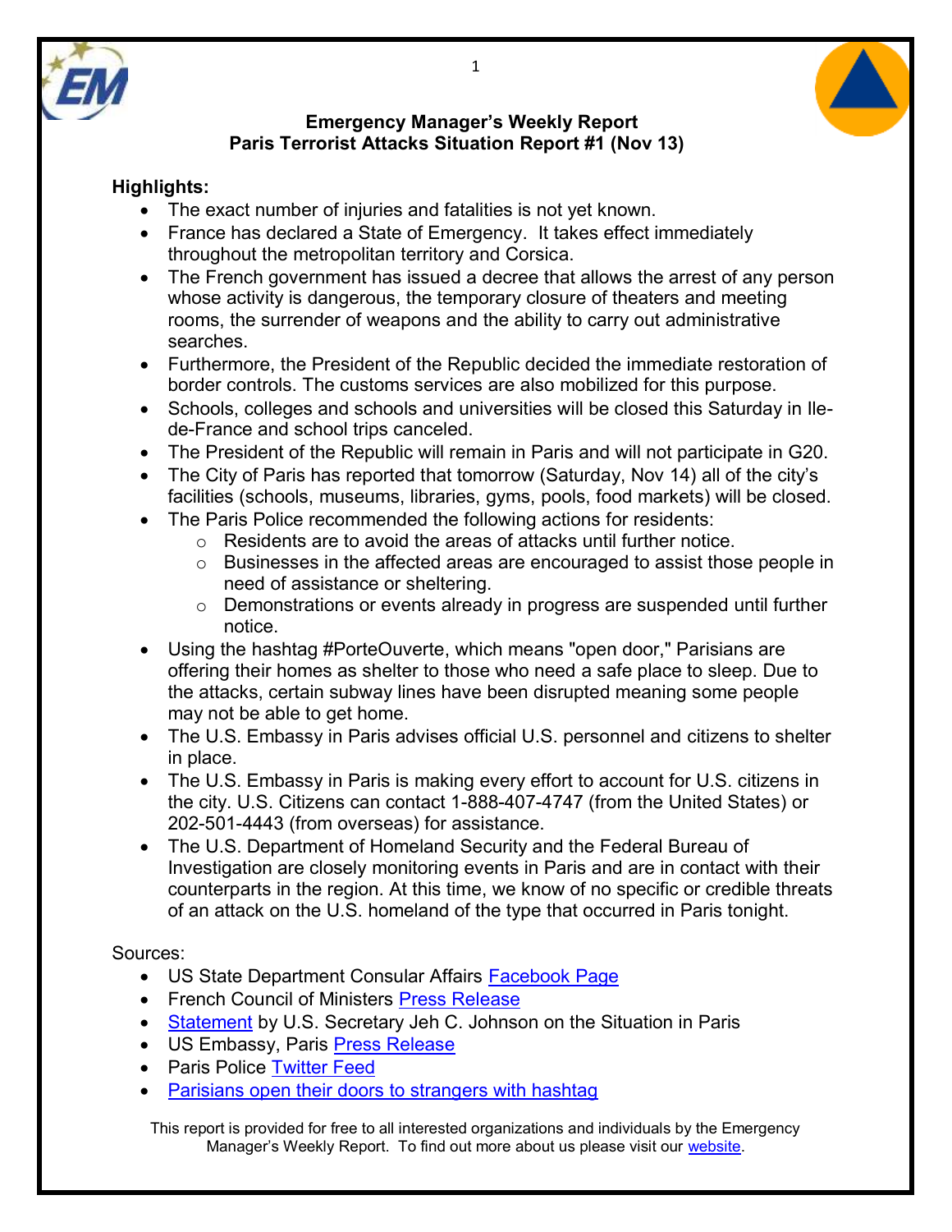**Emergency Manager's Weekly Report**
**Paris Terrorist Attacks Situation Report #1 (Nov 13)**

**Highlights:**

- The exact number of injuries and fatalities is not yet known.
- France has declared a State of Emergency. It takes effect immediately throughout the metropolitan territory and Corsica.
- The French government has issued a decree that allows the arrest of any person whose activity is dangerous, the temporary closure of theaters and meeting rooms, the surrender of weapons and the ability to carry out administrative searches.
- Furthermore, the President of the Republic decided the immediate restoration of border controls. The customs services are also mobilized for this purpose.
- Schools, colleges and schools and universities will be closed this Saturday in Ile-de-France and school trips canceled.
- The President of the Republic will remain in Paris and will not participate in G20.
- The City of Paris has reported that tomorrow (Saturday, Nov 14) all of the city's facilities (schools, museums, libraries, gyms, pools, food markets) will be closed.
- The Paris Police recommended the following actions for residents:
  - Residents are to avoid the areas of attacks until further notice.
  - Businesses in the affected areas are encouraged to assist those people in need of assistance or sheltering.
  - Demonstrations or events already in progress are suspended until further notice.
- Using the hashtag #PorteOuverte, which means "open door," Parisians are offering their homes as shelter to those who need a safe place to sleep. Due to the attacks, certain subway lines have been disrupted meaning some people may not be able to get home.
- The U.S. Embassy in Paris advises official U.S. personnel and citizens to shelter in place.
- The U.S. Embassy in Paris is making every effort to account for U.S. citizens in the city. U.S. Citizens can contact 1-888-407-4747 (from the United States) or 202-501-4443 (from overseas) for assistance.
- The U.S. Department of Homeland Security and the Federal Bureau of Investigation are closely monitoring events in Paris and are in contact with their counterparts in the region. At this time, we know of no specific or credible threats of an attack on the U.S. homeland of the type that occurred in Paris tonight.

Sources:

- US State Department Consular Affairs Facebook Page
- French Council of Ministers Press Release
- Statement by U.S. Secretary Jeh C. Johnson on the Situation in Paris
- US Embassy, Paris Press Release
- Paris Police Twitter Feed
- Parisians open their doors to strangers with hashtag

This report is provided for free to all interested organizations and individuals by the Emergency Manager's Weekly Report. To find out more about us please visit our website.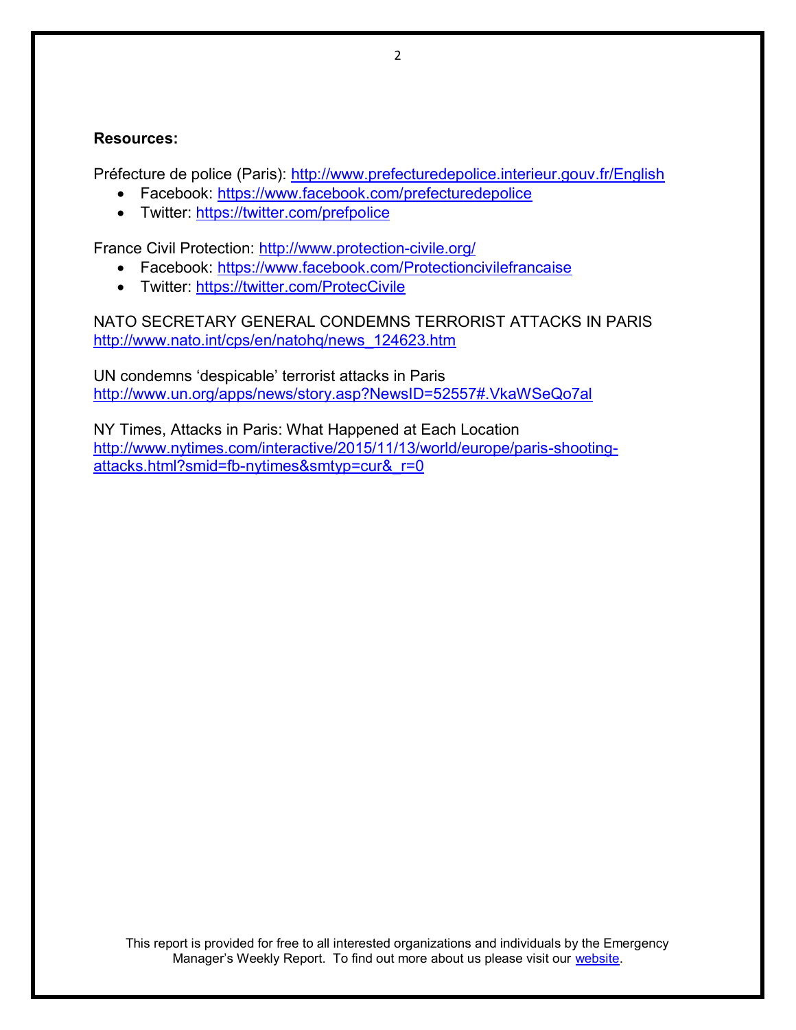**Resources:**

Préfecture de police (Paris): http://www.prefecturedepolice.interieur.gouv.fr/English

- Facebook: https://www.facebook.com/prefecturedepolice
- Twitter: https://twitter.com/prefpolice

France Civil Protection: http://www.protection-civile.org/

- Facebook: https://www.facebook.com/Protectioncivilefrancaise
- Twitter: https://twitter.com/ProtecCivile

NATO SECRETARY GENERAL CONDEMNS TERRORIST ATTACKS IN PARIS
http://www.nato.int/cps/en/natohq/news_124623.htm

UN condemns 'despicable' terrorist attacks in Paris
http://www.un.org/apps/news/story.asp?NewsID=52557#.VkaWSeQo7al

NY Times, Attacks in Paris: What Happened at Each Location
http://www.nytimes.com/interactive/2015/11/13/world/europe/paris-shooting-attacks.html?smid=fb-nytimes&smtyp=cur&_r=0

This report is provided for free to all interested organizations and individuals by the Emergency Manager's Weekly Report. To find out more about us please visit our website.